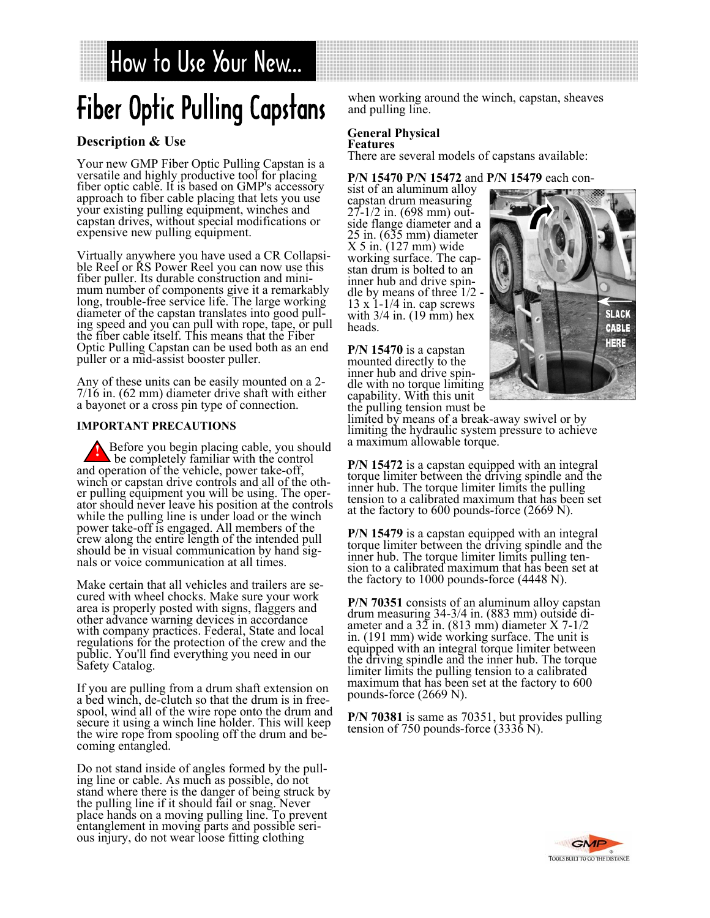## How to Use Your New...

# Fiber Optic Pulling Capstans

### Description & Use

Your new GMP Fiber Optic Pulling Capstan is a versatile and highly productive tool for placing fiber optic cable. It is based on GMP's accessory approach to fiber cable placing that lets you use your existing pulling equipment, winches and capstan drives, without special modifications or expensive new pulling equipment.

Virtually anywhere you have used a CR Collapsible Reel or RS Power Reel you can now use this fiber puller. Its durable construction and minimum number of components give it a remarkably long, trouble-free service life. The large working diameter of the capstan translates into good pulling speed and you can pull with rope, tape, or pull the fiber cable itself. This means that the Fiber Optic Pulling Capstan can be used both as an end puller or a mid-assist booster puller.

Any of these units can be easily mounted on a 2-7/16 in. (62 mm) diameter drive shaft with either a bayonet or a cross pin type of connection.

#### IMPORTANT PRECAUTIONS

Before you begin placing cable, you should be completely familiar with the control and operation of the vehicle, power take-off, winch or capstan drive controls and all of the other pulling equipment you will be using. The operator should never leave his position at the controls while the pulling line is under load or the winch power take-off is engaged. All members of the crew along the entire length of the intended pull should be in visual communication by hand signals or voice communication at all times.

Make certain that all vehicles and trailers are secured with wheel chocks. Make sure your work area is properly posted with signs, flaggers and other advance warning devices in accordance with company practices. Federal, State and local regulations for the protection of the crew and the public. You'll find everything you need in our Safety Catalog.

If you are pulling from a drum shaft extension on a bed winch, de-clutch so that the drum is in free-spool, wind all of the wire rope onto the drum and secure it using a winch line holder. This will keep the wire rope from spooling off the drum and becoming entangled.

Do not stand inside of angles formed by the pulling line or cable. As much as possible, do not stand where there is the danger of being struck by the pulling line if it should fail or snag. Never place hands on a moving pulling line. To prevent entanglement in moving parts and possible serious injury, do not wear loose fitting clothing when working around the winch, capstan, sheaves and pulling line.

### General Physical Features

There are several models of capstans available:

**P/N 15470 P/N 15472** and **P/N 15479** each consist of an aluminum alloy capstan drum measuring 27-1/2 in. (698 mm) outside flange diameter and a 25 in. (635 mm) diameter X 5 in. (127 mm) wide working surface. The capstan drum is bolted to an inner hub and drive spindle by means of three 1/2 - 13 x 1-1/4 in. cap screws with 3/4 in. (19 mm) hex heads.

SLACK CABLE HERE

**P/N 15470** is a capstan mounted directly to the inner hub and drive spindle with no torque limiting capability. With this unit the pulling tension must be limited by means of a break-away swivel or by limiting the hydraulic system pressure to achieve a maximum allowable torque.

**P/N 15472** is a capstan equipped with an integral torque limiter between the driving spindle and the inner hub. The torque limiter limits the pulling tension to a calibrated maximum that has been set at the factory to 600 pounds-force (2669 N).

**P/N 15479** is a capstan equipped with an integral torque limiter between the driving spindle and the inner hub. The torque limiter limits pulling tension to a calibrated maximum that has been set at the factory to 1000 pounds-force (4448 N).

**P/N 70351** consists of an aluminum alloy capstan drum measuring 34-3/4 in. (883 mm) outside diameter and a 32 in. (813 mm) diameter X 7-1/2 in. (191 mm) wide working surface. The unit is equipped with an integral torque limiter between the driving spindle and the inner hub. The torque limiter limits the pulling tension to a calibrated maximum that has been set at the factory to 600 pounds-force (2669 N).

**P/N 70381** is same as 70351, but provides pulling tension of 750 pounds-force (3336 N).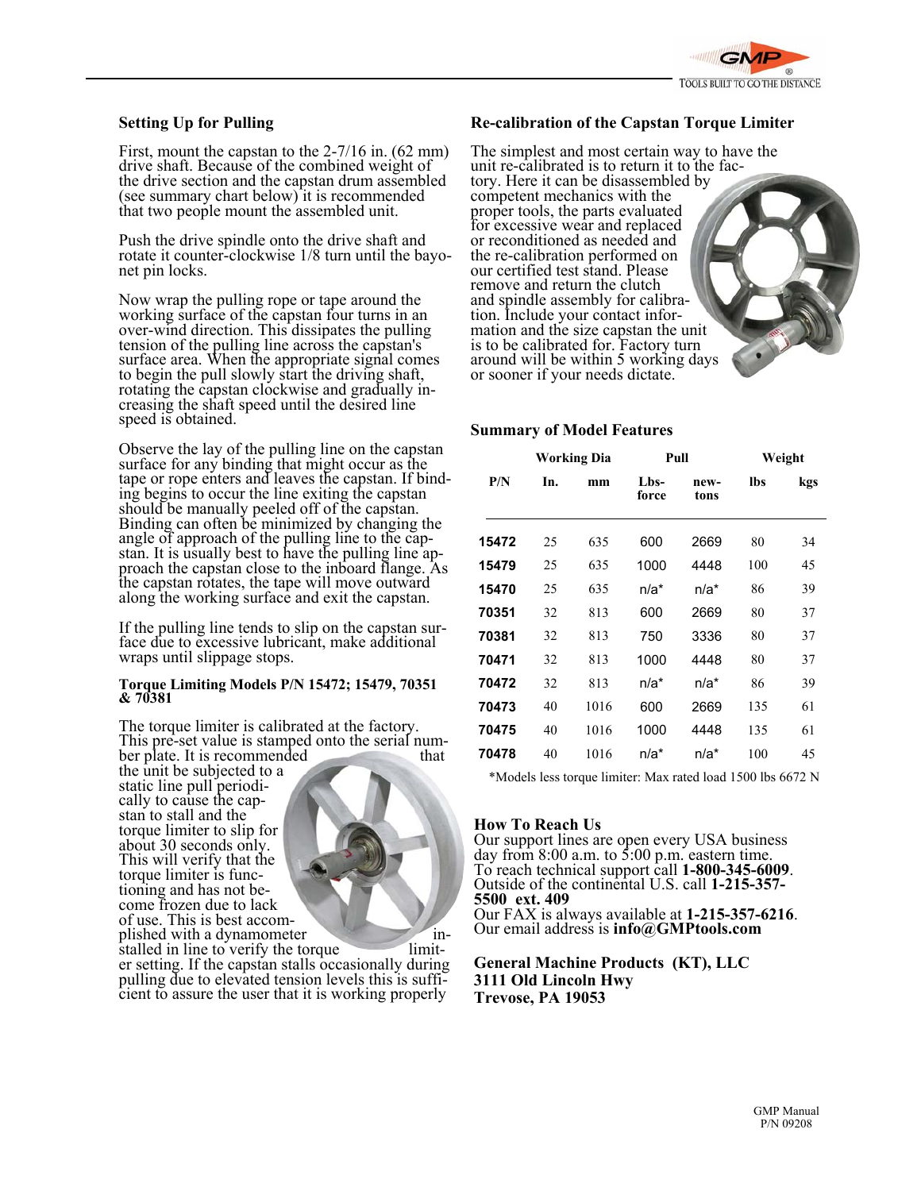## Setting Up for Pulling

First, mount the capstan to the 2-7/16 in. (62 mm) drive shaft. Because of the combined weight of the drive section and the capstan drum assembled (see summary chart below) it is recommended that two people mount the assembled unit.

Push the drive spindle onto the drive shaft and rotate it counter-clockwise 1/8 turn until the bayonet pin locks.

Now wrap the pulling rope or tape around the working surface of the capstan four turns in an over-wind direction. This dissipates the pulling tension of the pulling line across the capstan's surface area. When the appropriate signal comes to begin the pull slowly start the driving shaft, rotating the capstan clockwise and gradually increasing the shaft speed until the desired line speed is obtained.

Observe the lay of the pulling line on the capstan surface for any binding that might occur as the tape or rope enters and leaves the capstan. If binding begins to occur the line exiting the capstan should be manually peeled off of the capstan. Binding can often be minimized by changing the angle of approach of the pulling line to the capstan. It is usually best to have the pulling line approach the capstan close to the inboard flange. As the capstan rotates, the tape will move outward along the working surface and exit the capstan.

If the pulling line tends to slip on the capstan surface due to excessive lubricant, make additional wraps until slippage stops.

**Torque Limiting Models P/N 15472; 15479, 70351 & 70381**

The torque limiter is calibrated at the factory. This pre-set value is stamped onto the serial number plate. It is recommended that the unit be subjected to a static line pull periodically to cause the capstan to stall and the torque limiter to slip for about 30 seconds only. This will verify that the torque limiter is functioning and has not become frozen due to lack of use. This is best accomplished with a dynamometer installed in line to verify the torque limiter setting. If the capstan stalls occasionally during pulling due to elevated tension levels this is sufficient to assure the user that it is working properly

## Re-calibration of the Capstan Torque Limiter

The simplest and most certain way to have the unit re-calibrated is to return it to the factory. Here it can be disassembled by competent mechanics with the proper tools, the parts evaluated for excessive wear and replaced or reconditioned as needed and the re-calibration performed on our certified test stand. Please remove and return the clutch and spindle assembly for calibration. Include your contact information and the size capstan the unit is to be calibrated for. Factory turn around will be within 5 working days or sooner if your needs dictate.

## Summary of Model Features

| P/N | Working Dia In. | Working Dia mm | Pull Lbs-force | Pull new-tons | Weight lbs | Weight kgs |
|---|---|---|---|---|---|---|
| **15472** | 25 | 635 | 600 | 2669 | 80 | 34 |
| **15479** | 25 | 635 | 1000 | 4448 | 100 | 45 |
| **15470** | 25 | 635 | n/a* | n/a* | 86 | 39 |
| **70351** | 32 | 813 | 600 | 2669 | 80 | 37 |
| **70381** | 32 | 813 | 750 | 3336 | 80 | 37 |
| **70471** | 32 | 813 | 1000 | 4448 | 80 | 37 |
| **70472** | 32 | 813 | n/a* | n/a* | 86 | 39 |
| **70473** | 40 | 1016 | 600 | 2669 | 135 | 61 |
| **70475** | 40 | 1016 | 1000 | 4448 | 135 | 61 |
| **70478** | 40 | 1016 | n/a* | n/a* | 100 | 45 |

*Models less torque limiter: Max rated load 1500 lbs 6672 N

## How To Reach Us

Our support lines are open every USA business day from 8:00 a.m. to 5:00 p.m. eastern time. To reach technical support call **1-800-345-6009**. Outside of the continental U.S. call **1-215-357-5500 ext. 409**
Our FAX is always available at **1-215-357-6216**. Our email address is **info@GMPtools.com**

**General Machine Products (KT), LLC**
**3111 Old Lincoln Hwy**
**Trevose, PA 19053**

GMP Manual
P/N 09208